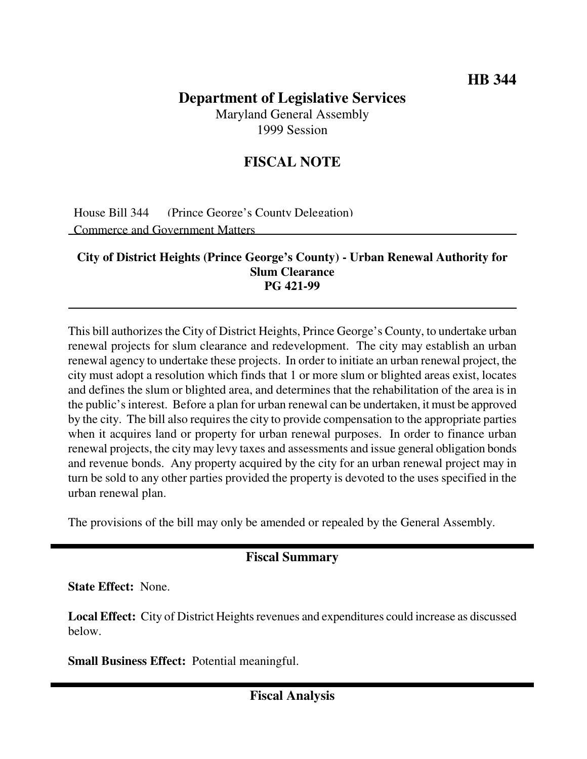HB 344

# Department of Legislative Services

Maryland General Assembly
1999 Session

## FISCAL NOTE

House Bill 344 (Prince George's County Delegation)
Commerce and Government Matters

### City of District Heights (Prince George's County) - Urban Renewal Authority for Slum Clearance
### PG 421-99

This bill authorizes the City of District Heights, Prince George's County, to undertake urban renewal projects for slum clearance and redevelopment. The city may establish an urban renewal agency to undertake these projects. In order to initiate an urban renewal project, the city must adopt a resolution which finds that 1 or more slum or blighted areas exist, locates and defines the slum or blighted area, and determines that the rehabilitation of the area is in the public's interest. Before a plan for urban renewal can be undertaken, it must be approved by the city. The bill also requires the city to provide compensation to the appropriate parties when it acquires land or property for urban renewal purposes. In order to finance urban renewal projects, the city may levy taxes and assessments and issue general obligation bonds and revenue bonds. Any property acquired by the city for an urban renewal project may in turn be sold to any other parties provided the property is devoted to the uses specified in the urban renewal plan.

The provisions of the bill may only be amended or repealed by the General Assembly.

## Fiscal Summary

**State Effect:** None.

**Local Effect:** City of District Heights revenues and expenditures could increase as discussed below.

**Small Business Effect:** Potential meaningful.

## Fiscal Analysis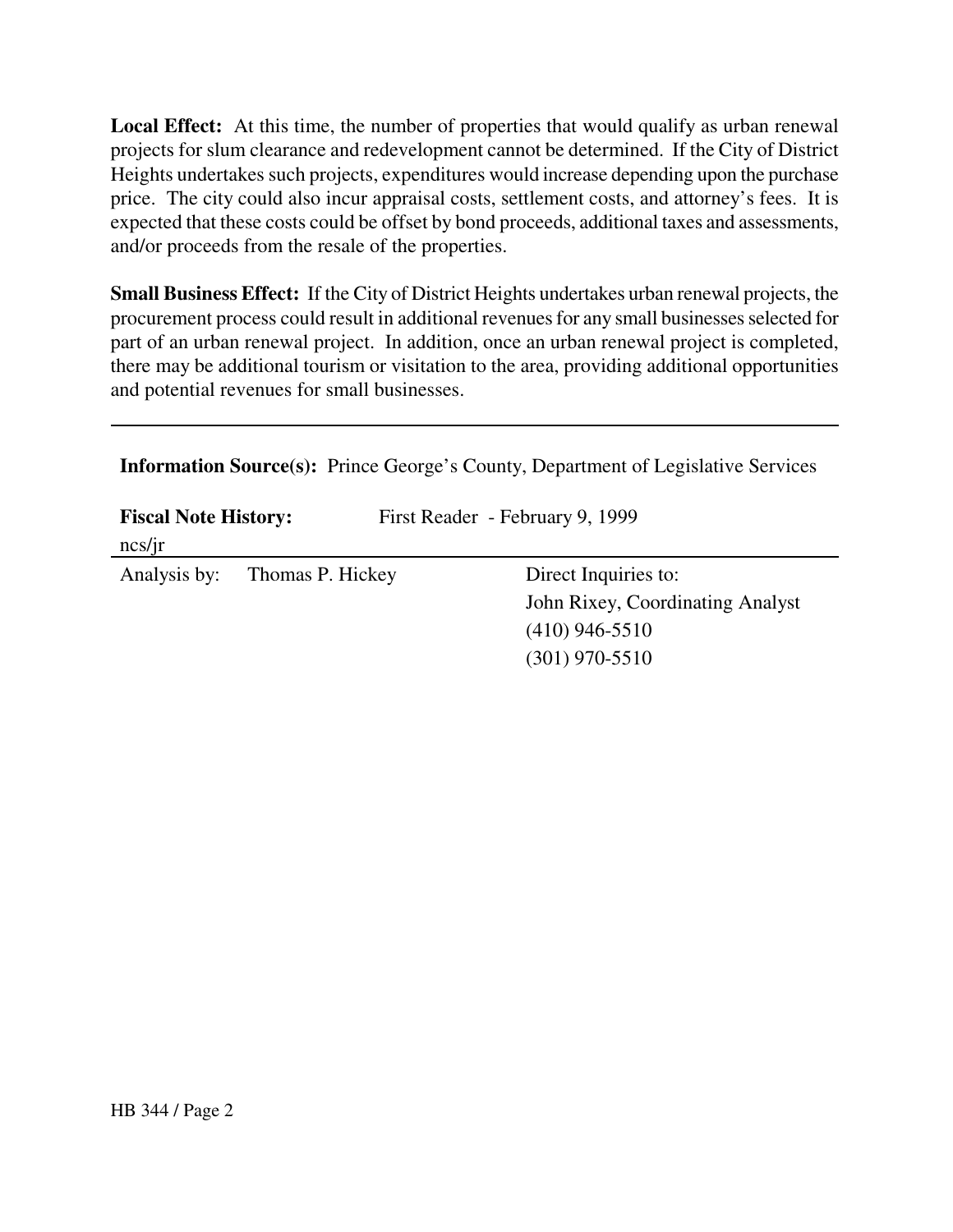**Local Effect:** At this time, the number of properties that would qualify as urban renewal projects for slum clearance and redevelopment cannot be determined. If the City of District Heights undertakes such projects, expenditures would increase depending upon the purchase price. The city could also incur appraisal costs, settlement costs, and attorney's fees. It is expected that these costs could be offset by bond proceeds, additional taxes and assessments, and/or proceeds from the resale of the properties.

**Small Business Effect:** If the City of District Heights undertakes urban renewal projects, the procurement process could result in additional revenues for any small businesses selected for part of an urban renewal project. In addition, once an urban renewal project is completed, there may be additional tourism or visitation to the area, providing additional opportunities and potential revenues for small businesses.

---

**Information Source(s):** Prince George's County, Department of Legislative Services

**Fiscal Note History:** First Reader - February 9, 1999

ncs/jr

---

Analysis by: Thomas P. Hickey

Direct Inquiries to:
John Rixey, Coordinating Analyst
(410) 946-5510
(301) 970-5510